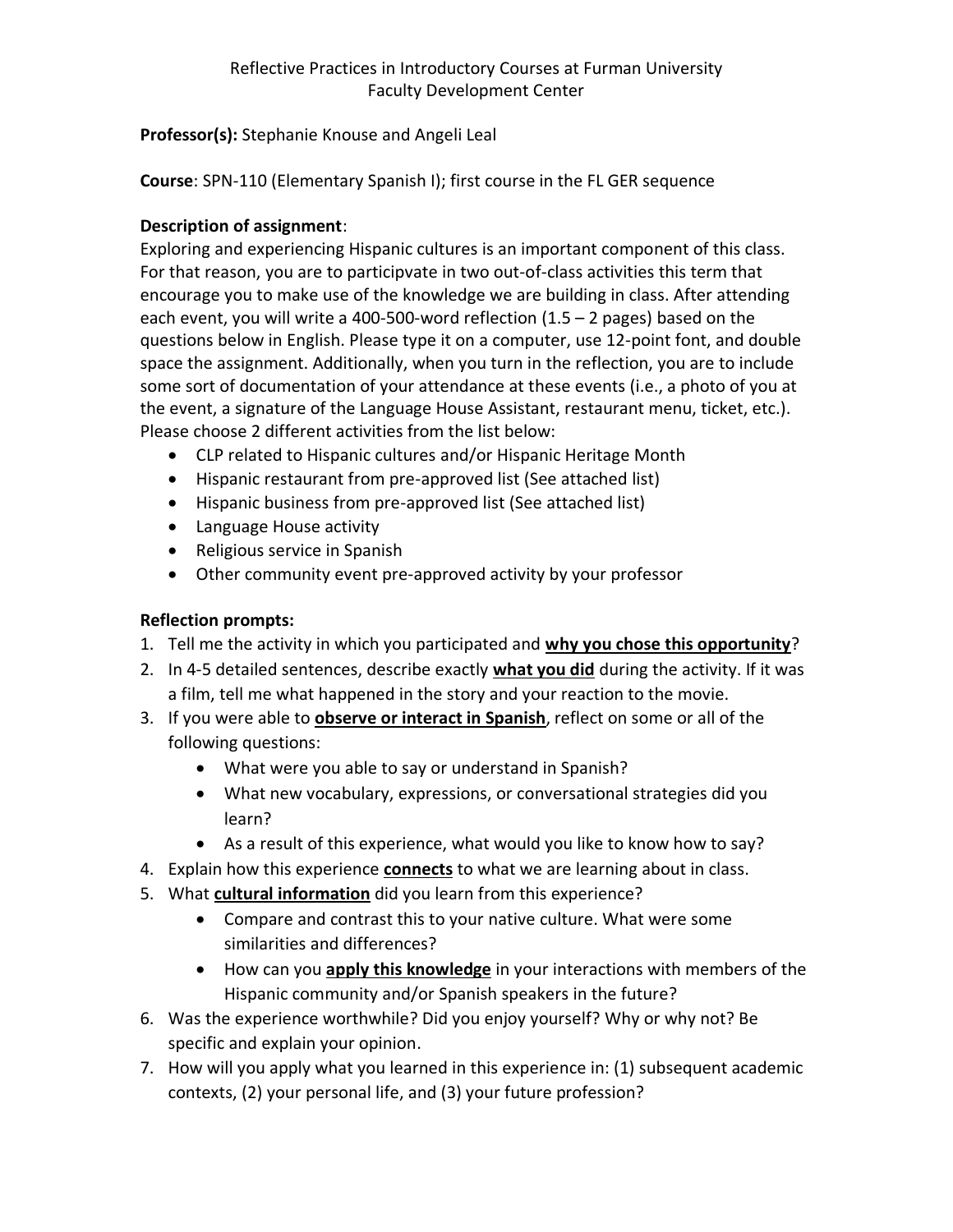Reflective Practices in Introductory Courses at Furman University
Faculty Development Center

**Professor(s):** Stephanie Knouse and Angeli Leal

**Course**: SPN-110 (Elementary Spanish I); first course in the FL GER sequence

**Description of assignment**:

Exploring and experiencing Hispanic cultures is an important component of this class. For that reason, you are to participvate in two out-of-class activities this term that encourage you to make use of the knowledge we are building in class. After attending each event, you will write a 400-500-word reflection (1.5 – 2 pages) based on the questions below in English. Please type it on a computer, use 12-point font, and double space the assignment. Additionally, when you turn in the reflection, you are to include some sort of documentation of your attendance at these events (i.e., a photo of you at the event, a signature of the Language House Assistant, restaurant menu, ticket, etc.). Please choose 2 different activities from the list below:

- CLP related to Hispanic cultures and/or Hispanic Heritage Month
- Hispanic restaurant from pre-approved list (See attached list)
- Hispanic business from pre-approved list (See attached list)
- Language House activity
- Religious service in Spanish
- Other community event pre-approved activity by your professor

**Reflection prompts:**

1. Tell me the activity in which you participated and **<u>why you chose this opportunity</u>**?
2. In 4-5 detailed sentences, describe exactly **<u>what you did</u>** during the activity. If it was a film, tell me what happened in the story and your reaction to the movie.
3. If you were able to **<u>observe or interact in Spanish</u>**, reflect on some or all of the following questions:
   - What were you able to say or understand in Spanish?
   - What new vocabulary, expressions, or conversational strategies did you learn?
   - As a result of this experience, what would you like to know how to say?
4. Explain how this experience **<u>connects</u>** to what we are learning about in class.
5. What **<u>cultural information</u>** did you learn from this experience?
   - Compare and contrast this to your native culture. What were some similarities and differences?
   - How can you **<u>apply this knowledge</u>** in your interactions with members of the Hispanic community and/or Spanish speakers in the future?
6. Was the experience worthwhile? Did you enjoy yourself? Why or why not? Be specific and explain your opinion.
7. How will you apply what you learned in this experience in: (1) subsequent academic contexts, (2) your personal life, and (3) your future profession?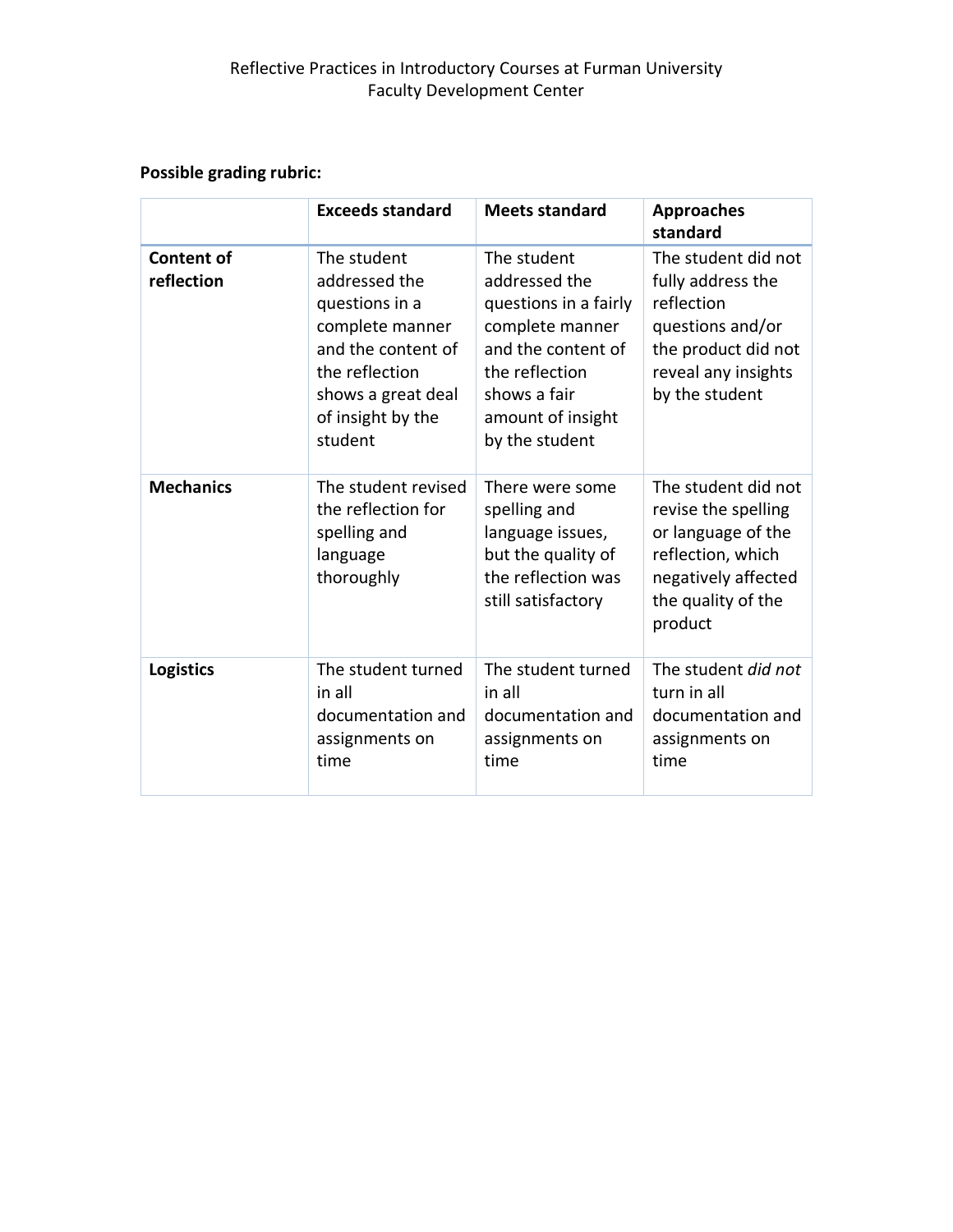**Possible grading rubric:**

| | **Exceeds standard** | **Meets standard** | **Approaches standard** |
|---|---|---|---|
| **Content of reflection** | The student addressed the questions in a complete manner and the content of the reflection shows a great deal of insight by the student | The student addressed the questions in a fairly complete manner and the content of the reflection shows a fair amount of insight by the student | The student did not fully address the reflection questions and/or the product did not reveal any insights by the student |
| **Mechanics** | The student revised the reflection for spelling and language thoroughly | There were some spelling and language issues, but the quality of the reflection was still satisfactory | The student did not revise the spelling or language of the reflection, which negatively affected the quality of the product |
| **Logistics** | The student turned in all documentation and assignments on time | The student turned in all documentation and assignments on time | The student *did not* turn in all documentation and assignments on time |